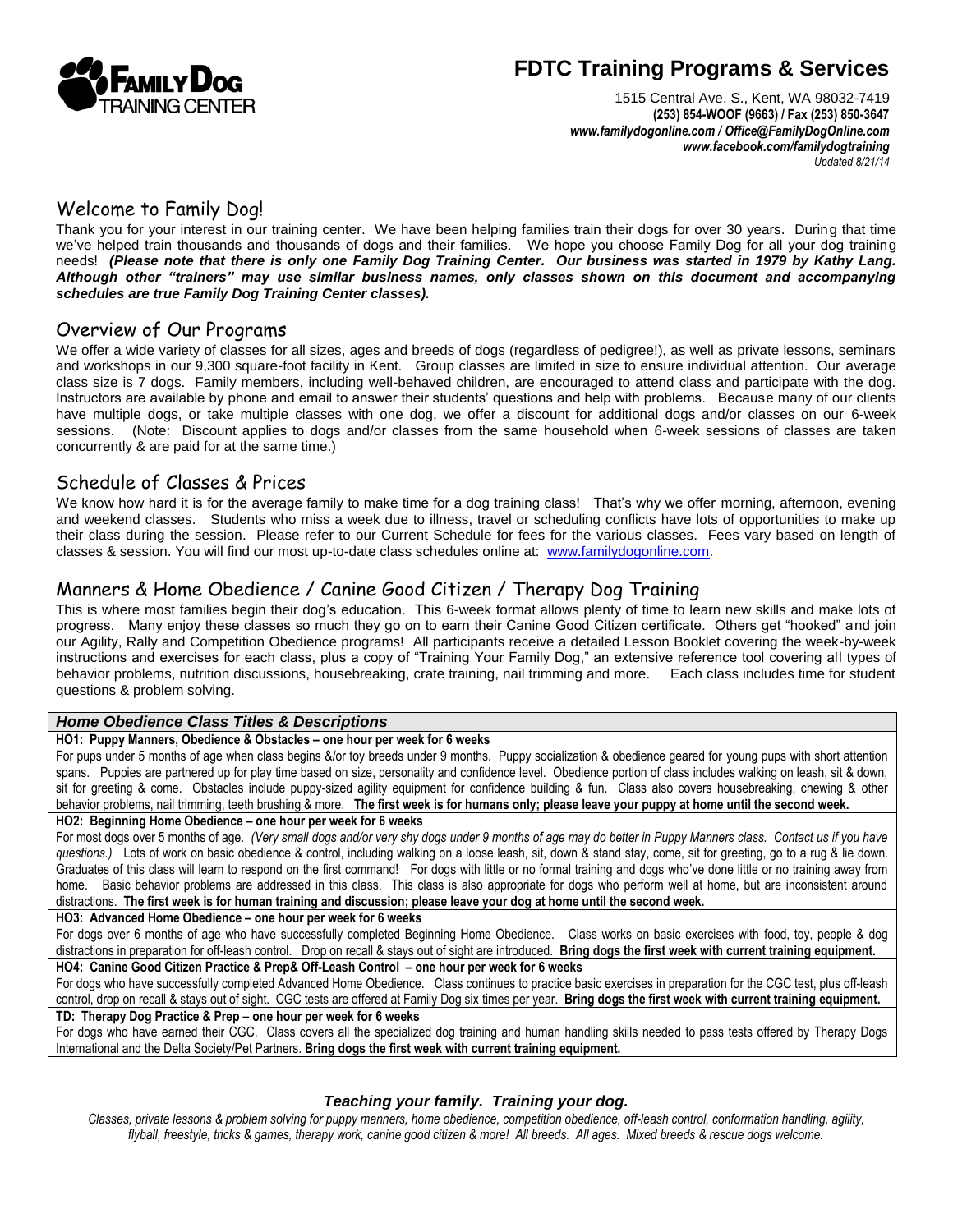# FDTC Training Programs & Services

1515 Central Ave. S., Kent, WA 98032-7419
**(253) 854-WOOF (9663) / Fax (253) 850-3647**
***www.familydogonline.com / Office@FamilyDogOnline.com***
***www.facebook.com/familydogtraining***
*Updated 8/21/14*

## Welcome to Family Dog!

Thank you for your interest in our training center. We have been helping families train their dogs for over 30 years. During that time we've helped train thousands and thousands of dogs and their families. We hope you choose Family Dog for all your dog training needs! ***(Please note that there is only one Family Dog Training Center. Our business was started in 1979 by Kathy Lang. Although other "trainers" may use similar business names, only classes shown on this document and accompanying schedules are true Family Dog Training Center classes).***

## Overview of Our Programs

We offer a wide variety of classes for all sizes, ages and breeds of dogs (regardless of pedigree!), as well as private lessons, seminars and workshops in our 9,300 square-foot facility in Kent. Group classes are limited in size to ensure individual attention. Our average class size is 7 dogs. Family members, including well-behaved children, are encouraged to attend class and participate with the dog. Instructors are available by phone and email to answer their students' questions and help with problems. Because many of our clients have multiple dogs, or take multiple classes with one dog, we offer a discount for additional dogs and/or classes on our 6-week sessions. (Note: Discount applies to dogs and/or classes from the same household when 6-week sessions of classes are taken concurrently & are paid for at the same time.)

## Schedule of Classes & Prices

We know how hard it is for the average family to make time for a dog training class! That's why we offer morning, afternoon, evening and weekend classes. Students who miss a week due to illness, travel or scheduling conflicts have lots of opportunities to make up their class during the session. Please refer to our Current Schedule for fees for the various classes. Fees vary based on length of classes & session. You will find our most up-to-date class schedules online at: www.familydogonline.com.

## Manners & Home Obedience / Canine Good Citizen / Therapy Dog Training

This is where most families begin their dog's education. This 6-week format allows plenty of time to learn new skills and make lots of progress. Many enjoy these classes so much they go on to earn their Canine Good Citizen certificate. Others get "hooked" and join our Agility, Rally and Competition Obedience programs! All participants receive a detailed Lesson Booklet covering the week-by-week instructions and exercises for each class, plus a copy of "Training Your Family Dog," an extensive reference tool covering all types of behavior problems, nutrition discussions, housebreaking, crate training, nail trimming and more. Each class includes time for student questions & problem solving.

### *Home Obedience Class Titles & Descriptions*

**HO1: Puppy Manners, Obedience & Obstacles – one hour per week for 6 weeks**

For pups under 5 months of age when class begins &/or toy breeds under 9 months. Puppy socialization & obedience geared for young pups with short attention spans. Puppies are partnered up for play time based on size, personality and confidence level. Obedience portion of class includes walking on leash, sit & down, sit for greeting & come. Obstacles include puppy-sized agility equipment for confidence building & fun. Class also covers housebreaking, chewing & other behavior problems, nail trimming, teeth brushing & more. **The first week is for humans only; please leave your puppy at home until the second week.**

**HO2: Beginning Home Obedience – one hour per week for 6 weeks**

For most dogs over 5 months of age. *(Very small dogs and/or very shy dogs under 9 months of age may do better in Puppy Manners class. Contact us if you have questions.)* Lots of work on basic obedience & control, including walking on a loose leash, sit, down & stand stay, come, sit for greeting, go to a rug & lie down. Graduates of this class will learn to respond on the first command! For dogs with little or no formal training and dogs who've done little or no training away from home. Basic behavior problems are addressed in this class. This class is also appropriate for dogs who perform well at home, but are inconsistent around distractions. **The first week is for human training and discussion; please leave your dog at home until the second week.**

**HO3: Advanced Home Obedience – one hour per week for 6 weeks**

For dogs over 6 months of age who have successfully completed Beginning Home Obedience. Class works on basic exercises with food, toy, people & dog distractions in preparation for off-leash control. Drop on recall & stays out of sight are introduced. **Bring dogs the first week with current training equipment.**

**HO4: Canine Good Citizen Practice & Prep& Off-Leash Control – one hour per week for 6 weeks**

For dogs who have successfully completed Advanced Home Obedience. Class continues to practice basic exercises in preparation for the CGC test, plus off-leash control, drop on recall & stays out of sight. CGC tests are offered at Family Dog six times per year. **Bring dogs the first week with current training equipment.**

**TD: Therapy Dog Practice & Prep – one hour per week for 6 weeks**

For dogs who have earned their CGC. Class covers all the specialized dog training and human handling skills needed to pass tests offered by Therapy Dogs International and the Delta Society/Pet Partners. **Bring dogs the first week with current training equipment.**

***Teaching your family. Training your dog.***

*Classes, private lessons & problem solving for puppy manners, home obedience, competition obedience, off-leash control, conformation handling, agility, flyball, freestyle, tricks & games, therapy work, canine good citizen & more! All breeds. All ages. Mixed breeds & rescue dogs welcome.*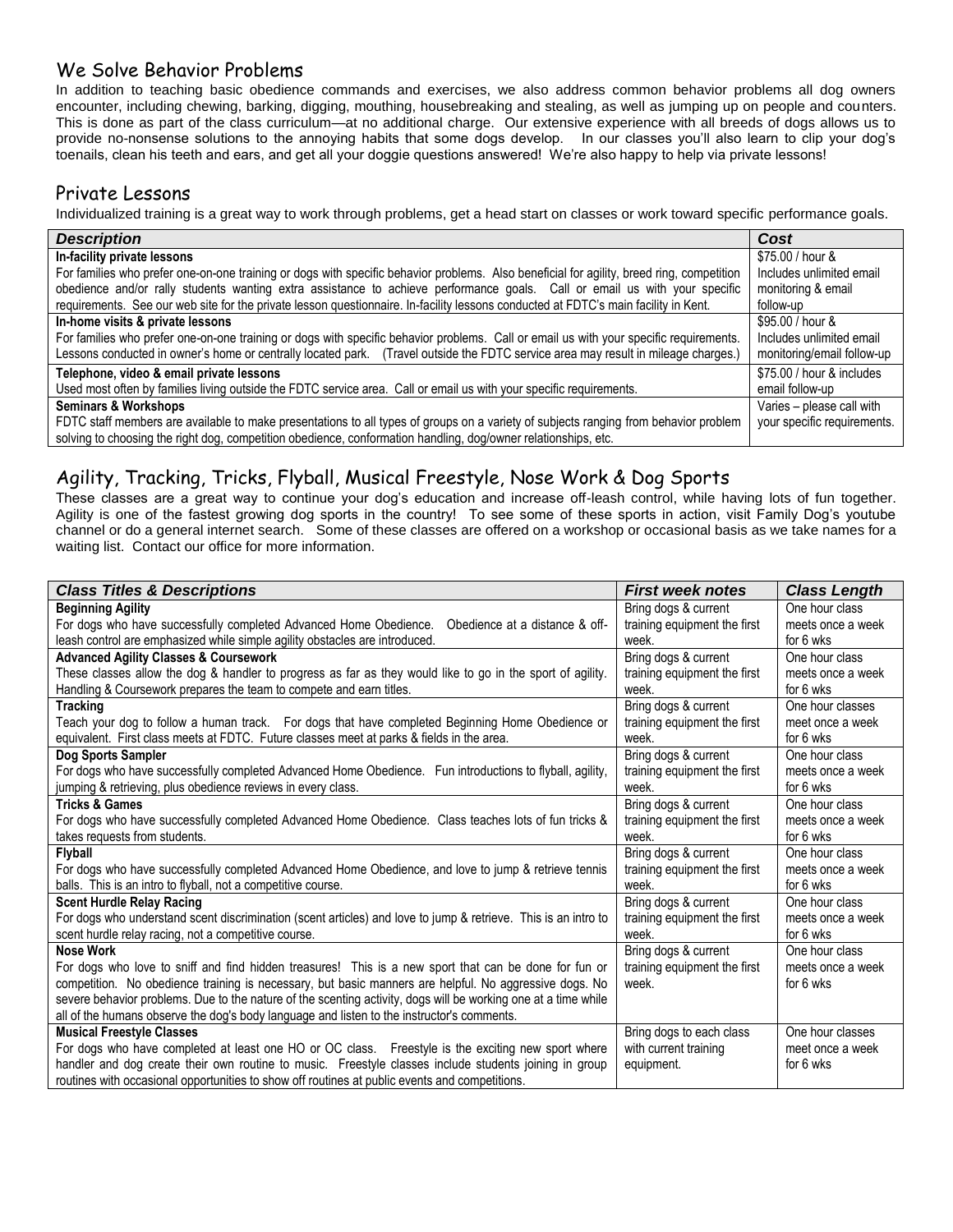## We Solve Behavior Problems

In addition to teaching basic obedience commands and exercises, we also address common behavior problems all dog owners encounter, including chewing, barking, digging, mouthing, housebreaking and stealing, as well as jumping up on people and counters. This is done as part of the class curriculum—at no additional charge. Our extensive experience with all breeds of dogs allows us to provide no-nonsense solutions to the annoying habits that some dogs develop. In our classes you'll also learn to clip your dog's toenails, clean his teeth and ears, and get all your doggie questions answered! We're also happy to help via private lessons!

## Private Lessons

Individualized training is a great way to work through problems, get a head start on classes or work toward specific performance goals.

| *Description* | *Cost* |
|---|---|
| **In-facility private lessons**<br>For families who prefer one-on-one training or dogs with specific behavior problems. Also beneficial for agility, breed ring, competition obedience and/or rally students wanting extra assistance to achieve performance goals. Call or email us with your specific requirements. See our web site for the private lesson questionnaire. In-facility lessons conducted at FDTC's main facility in Kent. | $75.00 / hour & Includes unlimited email monitoring & email follow-up |
| **In-home visits & private lessons**<br>For families who prefer one-on-one training or dogs with specific behavior problems. Call or email us with your specific requirements. Lessons conducted in owner's home or centrally located park. (Travel outside the FDTC service area may result in mileage charges.) | $95.00 / hour & Includes unlimited email monitoring/email follow-up |
| **Telephone, video & email private lessons**<br>Used most often by families living outside the FDTC service area. Call or email us with your specific requirements. | $75.00 / hour & includes email follow-up |
| **Seminars & Workshops**<br>FDTC staff members are available to make presentations to all types of groups on a variety of subjects ranging from behavior problem solving to choosing the right dog, competition obedience, conformation handling, dog/owner relationships, etc. | Varies – please call with your specific requirements. |

## Agility, Tracking, Tricks, Flyball, Musical Freestyle, Nose Work & Dog Sports

These classes are a great way to continue your dog's education and increase off-leash control, while having lots of fun together. Agility is one of the fastest growing dog sports in the country! To see some of these sports in action, visit Family Dog's youtube channel or do a general internet search. Some of these classes are offered on a workshop or occasional basis as we take names for a waiting list. Contact our office for more information.

| *Class Titles & Descriptions* | *First week notes* | *Class Length* |
|---|---|---|
| **Beginning Agility**<br>For dogs who have successfully completed Advanced Home Obedience. Obedience at a distance & off-leash control are emphasized while simple agility obstacles are introduced. | Bring dogs & current training equipment the first week. | One hour class meets once a week for 6 wks |
| **Advanced Agility Classes & Coursework**<br>These classes allow the dog & handler to progress as far as they would like to go in the sport of agility. Handling & Coursework prepares the team to compete and earn titles. | Bring dogs & current training equipment the first week. | One hour class meets once a week for 6 wks |
| **Tracking**<br>Teach your dog to follow a human track. For dogs that have completed Beginning Home Obedience or equivalent. First class meets at FDTC. Future classes meet at parks & fields in the area. | Bring dogs & current training equipment the first week. | One hour classes meet once a week for 6 wks |
| **Dog Sports Sampler**<br>For dogs who have successfully completed Advanced Home Obedience. Fun introductions to flyball, agility, jumping & retrieving, plus obedience reviews in every class. | Bring dogs & current training equipment the first week. | One hour class meets once a week for 6 wks |
| **Tricks & Games**<br>For dogs who have successfully completed Advanced Home Obedience. Class teaches lots of fun tricks & takes requests from students. | Bring dogs & current training equipment the first week. | One hour class meets once a week for 6 wks |
| **Flyball**<br>For dogs who have successfully completed Advanced Home Obedience, and love to jump & retrieve tennis balls. This is an intro to flyball, not a competitive course. | Bring dogs & current training equipment the first week. | One hour class meets once a week for 6 wks |
| **Scent Hurdle Relay Racing**<br>For dogs who understand scent discrimination (scent articles) and love to jump & retrieve. This is an intro to scent hurdle relay racing, not a competitive course. | Bring dogs & current training equipment the first week. | One hour class meets once a week for 6 wks |
| **Nose Work**<br>For dogs who love to sniff and find hidden treasures! This is a new sport that can be done for fun or competition. No obedience training is necessary, but basic manners are helpful. No aggressive dogs. No severe behavior problems. Due to the nature of the scenting activity, dogs will be working one at a time while all of the humans observe the dog's body language and listen to the instructor's comments. | Bring dogs & current training equipment the first week. | One hour class meets once a week for 6 wks |
| **Musical Freestyle Classes**<br>For dogs who have completed at least one HO or OC class. Freestyle is the exciting new sport where handler and dog create their own routine to music. Freestyle classes include students joining in group routines with occasional opportunities to show off routines at public events and competitions. | Bring dogs to each class with current training equipment. | One hour classes meet once a week for 6 wks |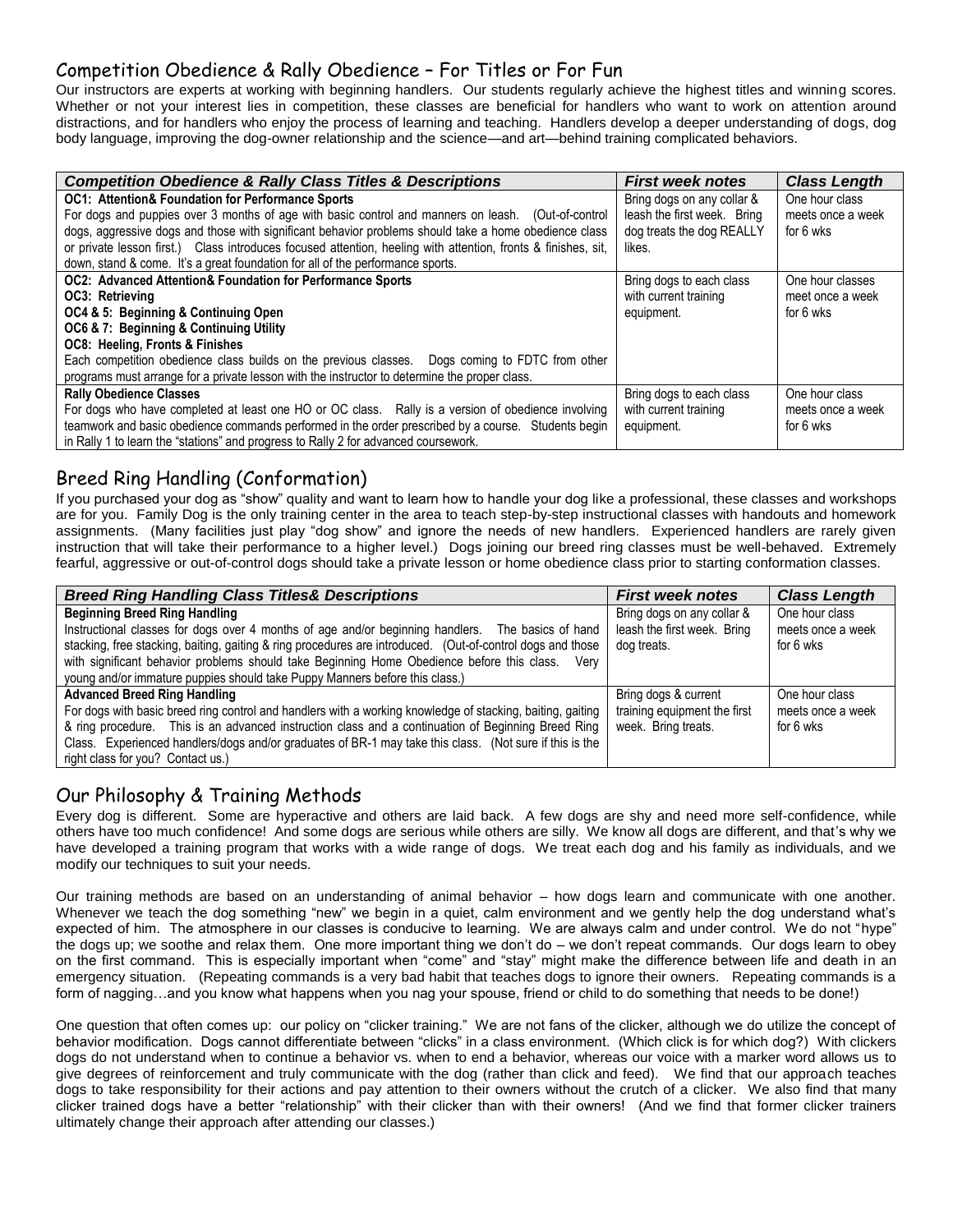## Competition Obedience & Rally Obedience – For Titles or For Fun

Our instructors are experts at working with beginning handlers. Our students regularly achieve the highest titles and winning scores. Whether or not your interest lies in competition, these classes are beneficial for handlers who want to work on attention around distractions, and for handlers who enjoy the process of learning and teaching. Handlers develop a deeper understanding of dogs, dog body language, improving the dog-owner relationship and the science—and art—behind training complicated behaviors.

| ***Competition Obedience & Rally Class Titles & Descriptions*** | ***First week notes*** | ***Class Length*** |
|---|---|---|
| **OC1: Attention& Foundation for Performance Sports**<br>For dogs and puppies over 3 months of age with basic control and manners on leash. (Out-of-control dogs, aggressive dogs and those with significant behavior problems should take a home obedience class or private lesson first.) Class introduces focused attention, heeling with attention, fronts & finishes, sit, down, stand & come. It's a great foundation for all of the performance sports. | Bring dogs on any collar & leash the first week. Bring dog treats the dog REALLY likes. | One hour class meets once a week for 6 wks |
| **OC2: Advanced Attention& Foundation for Performance Sports**<br>**OC3: Retrieving**<br>**OC4 & 5: Beginning & Continuing Open**<br>**OC6 & 7: Beginning & Continuing Utility**<br>**OC8: Heeling, Fronts & Finishes**<br>Each competition obedience class builds on the previous classes. Dogs coming to FDTC from other programs must arrange for a private lesson with the instructor to determine the proper class. | Bring dogs to each class with current training equipment. | One hour classes meet once a week for 6 wks |
| **Rally Obedience Classes**<br>For dogs who have completed at least one HO or OC class. Rally is a version of obedience involving teamwork and basic obedience commands performed in the order prescribed by a course. Students begin in Rally 1 to learn the "stations" and progress to Rally 2 for advanced coursework. | Bring dogs to each class with current training equipment. | One hour class meets once a week for 6 wks |

## Breed Ring Handling (Conformation)

If you purchased your dog as "show" quality and want to learn how to handle your dog like a professional, these classes and workshops are for you. Family Dog is the only training center in the area to teach step-by-step instructional classes with handouts and homework assignments. (Many facilities just play "dog show" and ignore the needs of new handlers. Experienced handlers are rarely given instruction that will take their performance to a higher level.) Dogs joining our breed ring classes must be well-behaved. Extremely fearful, aggressive or out-of-control dogs should take a private lesson or home obedience class prior to starting conformation classes.

| ***Breed Ring Handling Class Titles& Descriptions*** | ***First week notes*** | ***Class Length*** |
|---|---|---|
| **Beginning Breed Ring Handling**<br>Instructional classes for dogs over 4 months of age and/or beginning handlers. The basics of hand stacking, free stacking, baiting, gaiting & ring procedures are introduced. (Out-of-control dogs and those with significant behavior problems should take Beginning Home Obedience before this class. Very young and/or immature puppies should take Puppy Manners before this class.) | Bring dogs on any collar & leash the first week. Bring dog treats. | One hour class meets once a week for 6 wks |
| **Advanced Breed Ring Handling**<br>For dogs with basic breed ring control and handlers with a working knowledge of stacking, baiting, gaiting & ring procedure. This is an advanced instruction class and a continuation of Beginning Breed Ring Class. Experienced handlers/dogs and/or graduates of BR-1 may take this class. (Not sure if this is the right class for you? Contact us.) | Bring dogs & current training equipment the first week. Bring treats. | One hour class meets once a week for 6 wks |

## Our Philosophy & Training Methods

Every dog is different. Some are hyperactive and others are laid back. A few dogs are shy and need more self-confidence, while others have too much confidence! And some dogs are serious while others are silly. We know all dogs are different, and that's why we have developed a training program that works with a wide range of dogs. We treat each dog and his family as individuals, and we modify our techniques to suit your needs.

Our training methods are based on an understanding of animal behavior – how dogs learn and communicate with one another. Whenever we teach the dog something "new" we begin in a quiet, calm environment and we gently help the dog understand what's expected of him. The atmosphere in our classes is conducive to learning. We are always calm and under control. We do not "hype" the dogs up; we soothe and relax them. One more important thing we don't do – we don't repeat commands. Our dogs learn to obey on the first command. This is especially important when "come" and "stay" might make the difference between life and death in an emergency situation. (Repeating commands is a very bad habit that teaches dogs to ignore their owners. Repeating commands is a form of nagging…and you know what happens when you nag your spouse, friend or child to do something that needs to be done!)

One question that often comes up: our policy on "clicker training." We are not fans of the clicker, although we do utilize the concept of behavior modification. Dogs cannot differentiate between "clicks" in a class environment. (Which click is for which dog?) With clickers dogs do not understand when to continue a behavior vs. when to end a behavior, whereas our voice with a marker word allows us to give degrees of reinforcement and truly communicate with the dog (rather than click and feed). We find that our approach teaches dogs to take responsibility for their actions and pay attention to their owners without the crutch of a clicker. We also find that many clicker trained dogs have a better "relationship" with their clicker than with their owners! (And we find that former clicker trainers ultimately change their approach after attending our classes.)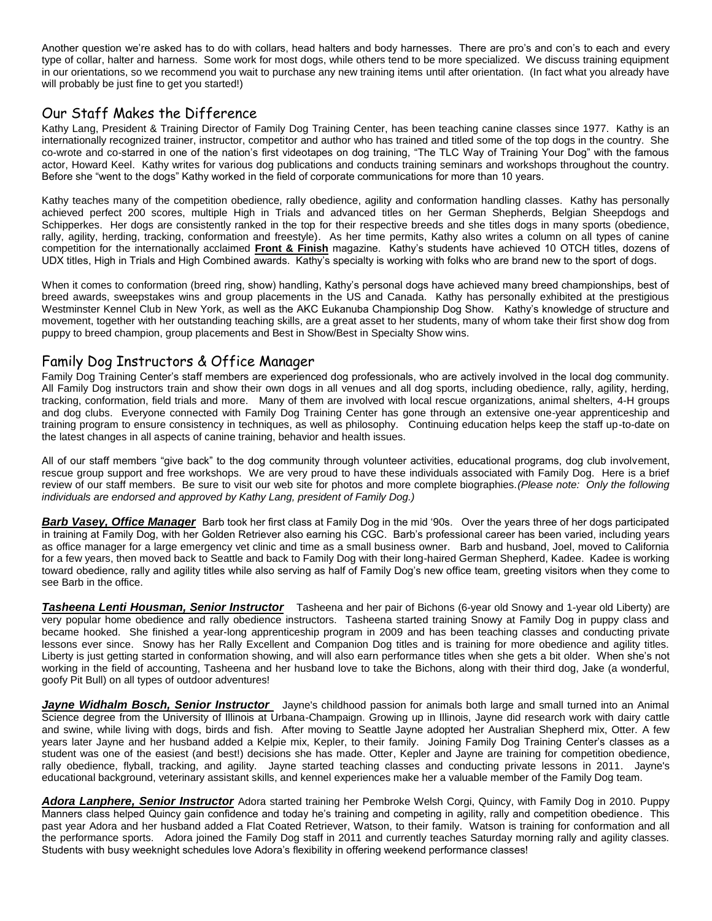Another question we're asked has to do with collars, head halters and body harnesses. There are pro's and con's to each and every type of collar, halter and harness. Some work for most dogs, while others tend to be more specialized. We discuss training equipment in our orientations, so we recommend you wait to purchase any new training items until after orientation. (In fact what you already have will probably be just fine to get you started!)

## Our Staff Makes the Difference

Kathy Lang, President & Training Director of Family Dog Training Center, has been teaching canine classes since 1977. Kathy is an internationally recognized trainer, instructor, competitor and author who has trained and titled some of the top dogs in the country. She co-wrote and co-starred in one of the nation's first videotapes on dog training, "The TLC Way of Training Your Dog" with the famous actor, Howard Keel. Kathy writes for various dog publications and conducts training seminars and workshops throughout the country. Before she "went to the dogs" Kathy worked in the field of corporate communications for more than 10 years.

Kathy teaches many of the competition obedience, rally obedience, agility and conformation handling classes. Kathy has personally achieved perfect 200 scores, multiple High in Trials and advanced titles on her German Shepherds, Belgian Sheepdogs and Schipperkes. Her dogs are consistently ranked in the top for their respective breeds and she titles dogs in many sports (obedience, rally, agility, herding, tracking, conformation and freestyle). As her time permits, Kathy also writes a column on all types of canine competition for the internationally acclaimed **Front & Finish** magazine. Kathy's students have achieved 10 OTCH titles, dozens of UDX titles, High in Trials and High Combined awards. Kathy's specialty is working with folks who are brand new to the sport of dogs.

When it comes to conformation (breed ring, show) handling, Kathy's personal dogs have achieved many breed championships, best of breed awards, sweepstakes wins and group placements in the US and Canada. Kathy has personally exhibited at the prestigious Westminster Kennel Club in New York, as well as the AKC Eukanuba Championship Dog Show. Kathy's knowledge of structure and movement, together with her outstanding teaching skills, are a great asset to her students, many of whom take their first show dog from puppy to breed champion, group placements and Best in Show/Best in Specialty Show wins.

## Family Dog Instructors & Office Manager

Family Dog Training Center's staff members are experienced dog professionals, who are actively involved in the local dog community. All Family Dog instructors train and show their own dogs in all venues and all dog sports, including obedience, rally, agility, herding, tracking, conformation, field trials and more. Many of them are involved with local rescue organizations, animal shelters, 4-H groups and dog clubs. Everyone connected with Family Dog Training Center has gone through an extensive one-year apprenticeship and training program to ensure consistency in techniques, as well as philosophy. Continuing education helps keep the staff up-to-date on the latest changes in all aspects of canine training, behavior and health issues.

All of our staff members "give back" to the dog community through volunteer activities, educational programs, dog club involvement, rescue group support and free workshops. We are very proud to have these individuals associated with Family Dog. Here is a brief review of our staff members. Be sure to visit our web site for photos and more complete biographies. *(Please note: Only the following individuals are endorsed and approved by Kathy Lang, president of Family Dog.)*

***Barb Vasey, Office Manager*** Barb took her first class at Family Dog in the mid '90s. Over the years three of her dogs participated in training at Family Dog, with her Golden Retriever also earning his CGC. Barb's professional career has been varied, including years as office manager for a large emergency vet clinic and time as a small business owner. Barb and husband, Joel, moved to California for a few years, then moved back to Seattle and back to Family Dog with their long-haired German Shepherd, Kadee. Kadee is working toward obedience, rally and agility titles while also serving as half of Family Dog's new office team, greeting visitors when they come to see Barb in the office.

***Tasheena Lenti Housman, Senior Instructor*** Tasheena and her pair of Bichons (6-year old Snowy and 1-year old Liberty) are very popular home obedience and rally obedience instructors. Tasheena started training Snowy at Family Dog in puppy class and became hooked. She finished a year-long apprenticeship program in 2009 and has been teaching classes and conducting private lessons ever since. Snowy has her Rally Excellent and Companion Dog titles and is training for more obedience and agility titles. Liberty is just getting started in conformation showing, and will also earn performance titles when she gets a bit older. When she's not working in the field of accounting, Tasheena and her husband love to take the Bichons, along with their third dog, Jake (a wonderful, goofy Pit Bull) on all types of outdoor adventures!

***Jayne Widhalm Bosch, Senior Instructor*** Jayne's childhood passion for animals both large and small turned into an Animal Science degree from the University of Illinois at Urbana-Champaign. Growing up in Illinois, Jayne did research work with dairy cattle and swine, while living with dogs, birds and fish. After moving to Seattle Jayne adopted her Australian Shepherd mix, Otter. A few years later Jayne and her husband added a Kelpie mix, Kepler, to their family. Joining Family Dog Training Center's classes as a student was one of the easiest (and best!) decisions she has made. Otter, Kepler and Jayne are training for competition obedience, rally obedience, flyball, tracking, and agility. Jayne started teaching classes and conducting private lessons in 2011. Jayne's educational background, veterinary assistant skills, and kennel experiences make her a valuable member of the Family Dog team.

***Adora Lanphere, Senior Instructor*** Adora started training her Pembroke Welsh Corgi, Quincy, with Family Dog in 2010. Puppy Manners class helped Quincy gain confidence and today he's training and competing in agility, rally and competition obedience. This past year Adora and her husband added a Flat Coated Retriever, Watson, to their family. Watson is training for conformation and all the performance sports. Adora joined the Family Dog staff in 2011 and currently teaches Saturday morning rally and agility classes. Students with busy weeknight schedules love Adora's flexibility in offering weekend performance classes!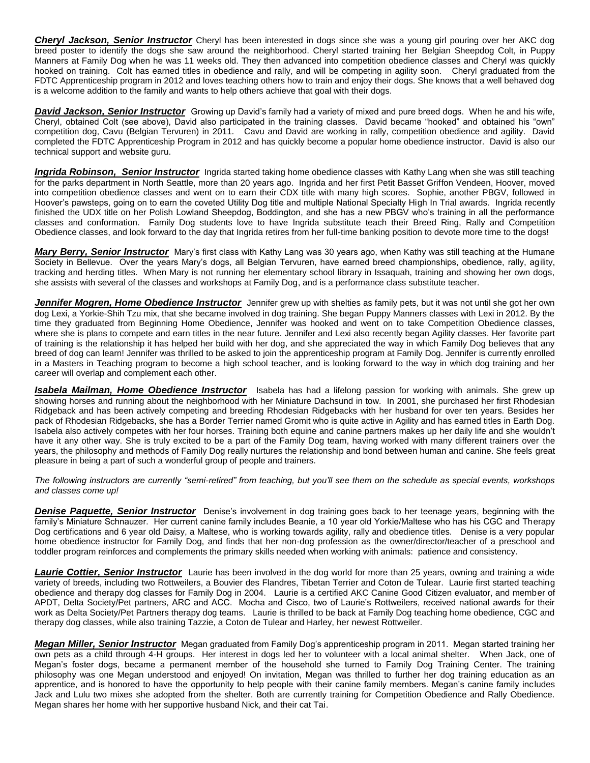***Cheryl Jackson, Senior Instructor*** Cheryl has been interested in dogs since she was a young girl pouring over her AKC dog breed poster to identify the dogs she saw around the neighborhood. Cheryl started training her Belgian Sheepdog Colt, in Puppy Manners at Family Dog when he was 11 weeks old. They then advanced into competition obedience classes and Cheryl was quickly hooked on training. Colt has earned titles in obedience and rally, and will be competing in agility soon. Cheryl graduated from the FDTC Apprenticeship program in 2012 and loves teaching others how to train and enjoy their dogs. She knows that a well behaved dog is a welcome addition to the family and wants to help others achieve that goal with their dogs.

***David Jackson, Senior Instructor*** Growing up David's family had a variety of mixed and pure breed dogs. When he and his wife, Cheryl, obtained Colt (see above), David also participated in the training classes. David became "hooked" and obtained his "own" competition dog, Cavu (Belgian Tervuren) in 2011. Cavu and David are working in rally, competition obedience and agility. David completed the FDTC Apprenticeship Program in 2012 and has quickly become a popular home obedience instructor. David is also our technical support and website guru.

***Ingrida Robinson, Senior Instructor*** Ingrida started taking home obedience classes with Kathy Lang when she was still teaching for the parks department in North Seattle, more than 20 years ago. Ingrida and her first Petit Basset Griffon Vendeen, Hoover, moved into competition obedience classes and went on to earn their CDX title with many high scores. Sophie, another PBGV, followed in Hoover's pawsteps, going on to earn the coveted Utility Dog title and multiple National Specialty High In Trial awards. Ingrida recently finished the UDX title on her Polish Lowland Sheepdog, Boddington, and she has a new PBGV who's training in all the performance classes and conformation. Family Dog students love to have Ingrida substitute teach their Breed Ring, Rally and Competition Obedience classes, and look forward to the day that Ingrida retires from her full-time banking position to devote more time to the dogs!

***Mary Berry, Senior Instructor*** Mary's first class with Kathy Lang was 30 years ago, when Kathy was still teaching at the Humane Society in Bellevue. Over the years Mary's dogs, all Belgian Tervuren, have earned breed championships, obedience, rally, agility, tracking and herding titles. When Mary is not running her elementary school library in Issaquah, training and showing her own dogs, she assists with several of the classes and workshops at Family Dog, and is a performance class substitute teacher.

***Jennifer Mogren, Home Obedience Instructor*** Jennifer grew up with shelties as family pets, but it was not until she got her own dog Lexi, a Yorkie-Shih Tzu mix, that she became involved in dog training. She began Puppy Manners classes with Lexi in 2012. By the time they graduated from Beginning Home Obedience, Jennifer was hooked and went on to take Competition Obedience classes, where she is plans to compete and earn titles in the near future. Jennifer and Lexi also recently began Agility classes. Her favorite part of training is the relationship it has helped her build with her dog, and she appreciated the way in which Family Dog believes that any breed of dog can learn! Jennifer was thrilled to be asked to join the apprenticeship program at Family Dog. Jennifer is currently enrolled in a Masters in Teaching program to become a high school teacher, and is looking forward to the way in which dog training and her career will overlap and complement each other.

***Isabela Mailman, Home Obedience Instructor*** Isabela has had a lifelong passion for working with animals. She grew up showing horses and running about the neighborhood with her Miniature Dachsund in tow. In 2001, she purchased her first Rhodesian Ridgeback and has been actively competing and breeding Rhodesian Ridgebacks with her husband for over ten years. Besides her pack of Rhodesian Ridgebacks, she has a Border Terrier named Gromit who is quite active in Agility and has earned titles in Earth Dog. Isabela also actively competes with her four horses. Training both equine and canine partners makes up her daily life and she wouldn't have it any other way. She is truly excited to be a part of the Family Dog team, having worked with many different trainers over the years, the philosophy and methods of Family Dog really nurtures the relationship and bond between human and canine. She feels great pleasure in being a part of such a wonderful group of people and trainers.

*The following instructors are currently "semi-retired" from teaching, but you'll see them on the schedule as special events, workshops and classes come up!*

***Denise Paquette, Senior Instructor*** Denise's involvement in dog training goes back to her teenage years, beginning with the family's Miniature Schnauzer. Her current canine family includes Beanie, a 10 year old Yorkie/Maltese who has his CGC and Therapy Dog certifications and 6 year old Daisy, a Maltese, who is working towards agility, rally and obedience titles. Denise is a very popular home obedience instructor for Family Dog, and finds that her non-dog profession as the owner/director/teacher of a preschool and toddler program reinforces and complements the primary skills needed when working with animals: patience and consistency.

***Laurie Cottier, Senior Instructor*** Laurie has been involved in the dog world for more than 25 years, owning and training a wide variety of breeds, including two Rottweilers, a Bouvier des Flandres, Tibetan Terrier and Coton de Tulear. Laurie first started teaching obedience and therapy dog classes for Family Dog in 2004. Laurie is a certified AKC Canine Good Citizen evaluator, and member of APDT, Delta Society/Pet partners, ARC and ACC. Mocha and Cisco, two of Laurie's Rottweilers, received national awards for their work as Delta Society/Pet Partners therapy dog teams. Laurie is thrilled to be back at Family Dog teaching home obedience, CGC and therapy dog classes, while also training Tazzie, a Coton de Tulear and Harley, her newest Rottweiler.

***Megan Miller, Senior Instructor*** Megan graduated from Family Dog's apprenticeship program in 2011. Megan started training her own pets as a child through 4-H groups. Her interest in dogs led her to volunteer with a local animal shelter. When Jack, one of Megan's foster dogs, became a permanent member of the household she turned to Family Dog Training Center. The training philosophy was one Megan understood and enjoyed! On invitation, Megan was thrilled to further her dog training education as an apprentice, and is honored to have the opportunity to help people with their canine family members. Megan's canine family includes Jack and Lulu two mixes she adopted from the shelter. Both are currently training for Competition Obedience and Rally Obedience. Megan shares her home with her supportive husband Nick, and their cat Tai.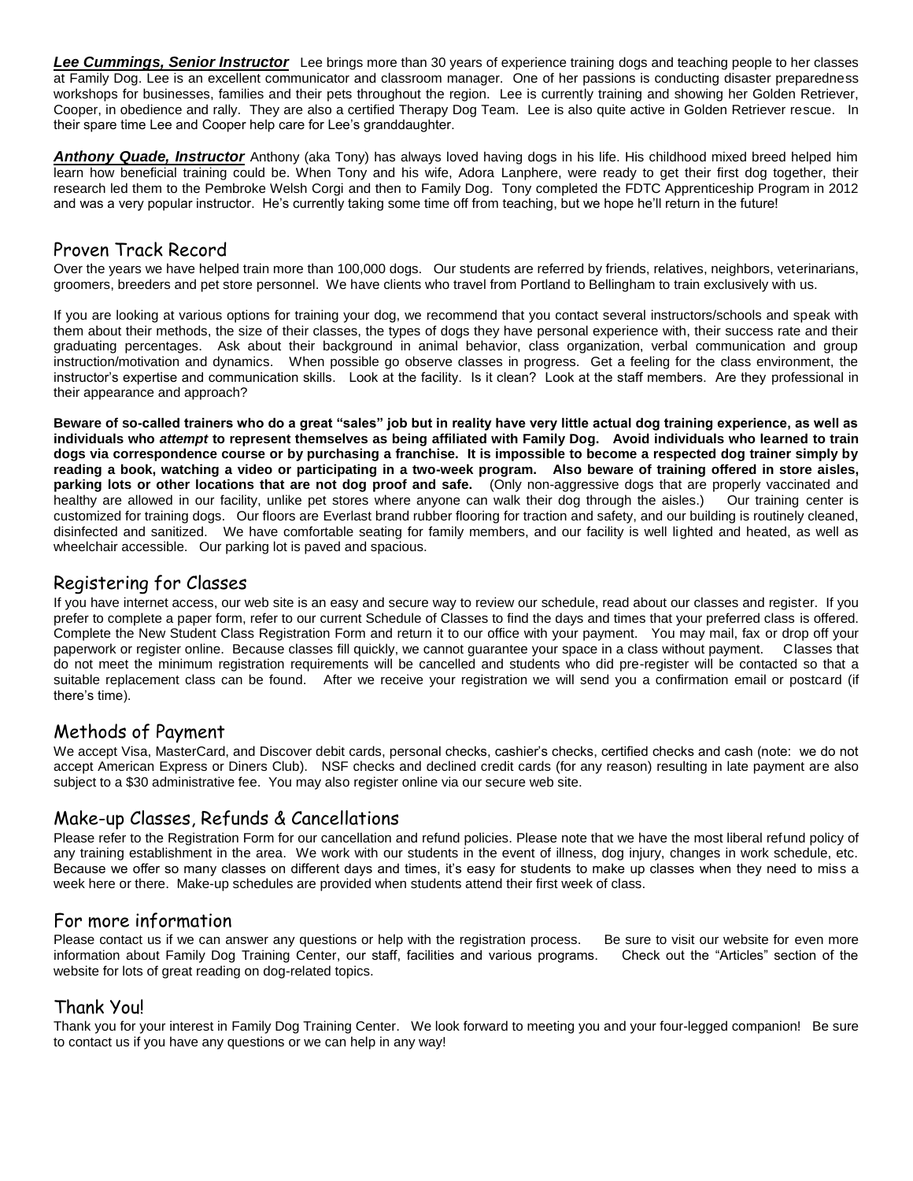***Lee Cummings, Senior Instructor*** Lee brings more than 30 years of experience training dogs and teaching people to her classes at Family Dog. Lee is an excellent communicator and classroom manager. One of her passions is conducting disaster preparedness workshops for businesses, families and their pets throughout the region. Lee is currently training and showing her Golden Retriever, Cooper, in obedience and rally. They are also a certified Therapy Dog Team. Lee is also quite active in Golden Retriever rescue. In their spare time Lee and Cooper help care for Lee's granddaughter.

***Anthony Quade, Instructor*** Anthony (aka Tony) has always loved having dogs in his life. His childhood mixed breed helped him learn how beneficial training could be. When Tony and his wife, Adora Lanphere, were ready to get their first dog together, their research led them to the Pembroke Welsh Corgi and then to Family Dog. Tony completed the FDTC Apprenticeship Program in 2012 and was a very popular instructor. He's currently taking some time off from teaching, but we hope he'll return in the future!

## Proven Track Record

Over the years we have helped train more than 100,000 dogs. Our students are referred by friends, relatives, neighbors, veterinarians, groomers, breeders and pet store personnel. We have clients who travel from Portland to Bellingham to train exclusively with us.

If you are looking at various options for training your dog, we recommend that you contact several instructors/schools and speak with them about their methods, the size of their classes, the types of dogs they have personal experience with, their success rate and their graduating percentages. Ask about their background in animal behavior, class organization, verbal communication and group instruction/motivation and dynamics. When possible go observe classes in progress. Get a feeling for the class environment, the instructor's expertise and communication skills. Look at the facility. Is it clean? Look at the staff members. Are they professional in their appearance and approach?

**Beware of so-called trainers who do a great "sales" job but in reality have very little actual dog training experience, as well as individuals who *attempt* to represent themselves as being affiliated with Family Dog. Avoid individuals who learned to train dogs via correspondence course or by purchasing a franchise. It is impossible to become a respected dog trainer simply by reading a book, watching a video or participating in a two-week program. Also beware of training offered in store aisles, parking lots or other locations that are not dog proof and safe.** (Only non-aggressive dogs that are properly vaccinated and healthy are allowed in our facility, unlike pet stores where anyone can walk their dog through the aisles.) Our training center is customized for training dogs. Our floors are Everlast brand rubber flooring for traction and safety, and our building is routinely cleaned, disinfected and sanitized. We have comfortable seating for family members, and our facility is well lighted and heated, as well as wheelchair accessible. Our parking lot is paved and spacious.

## Registering for Classes

If you have internet access, our web site is an easy and secure way to review our schedule, read about our classes and register. If you prefer to complete a paper form, refer to our current Schedule of Classes to find the days and times that your preferred class is offered. Complete the New Student Class Registration Form and return it to our office with your payment. You may mail, fax or drop off your paperwork or register online. Because classes fill quickly, we cannot guarantee your space in a class without payment. Classes that do not meet the minimum registration requirements will be cancelled and students who did pre-register will be contacted so that a suitable replacement class can be found. After we receive your registration we will send you a confirmation email or postcard (if there's time).

## Methods of Payment

We accept Visa, MasterCard, and Discover debit cards, personal checks, cashier's checks, certified checks and cash (note: we do not accept American Express or Diners Club). NSF checks and declined credit cards (for any reason) resulting in late payment are also subject to a $30 administrative fee. You may also register online via our secure web site.

## Make-up Classes, Refunds & Cancellations

Please refer to the Registration Form for our cancellation and refund policies. Please note that we have the most liberal refund policy of any training establishment in the area. We work with our students in the event of illness, dog injury, changes in work schedule, etc. Because we offer so many classes on different days and times, it's easy for students to make up classes when they need to miss a week here or there. Make-up schedules are provided when students attend their first week of class.

## For more information

Please contact us if we can answer any questions or help with the registration process. Be sure to visit our website for even more information about Family Dog Training Center, our staff, facilities and various programs. Check out the "Articles" section of the website for lots of great reading on dog-related topics.

## Thank You!

Thank you for your interest in Family Dog Training Center. We look forward to meeting you and your four-legged companion! Be sure to contact us if you have any questions or we can help in any way!